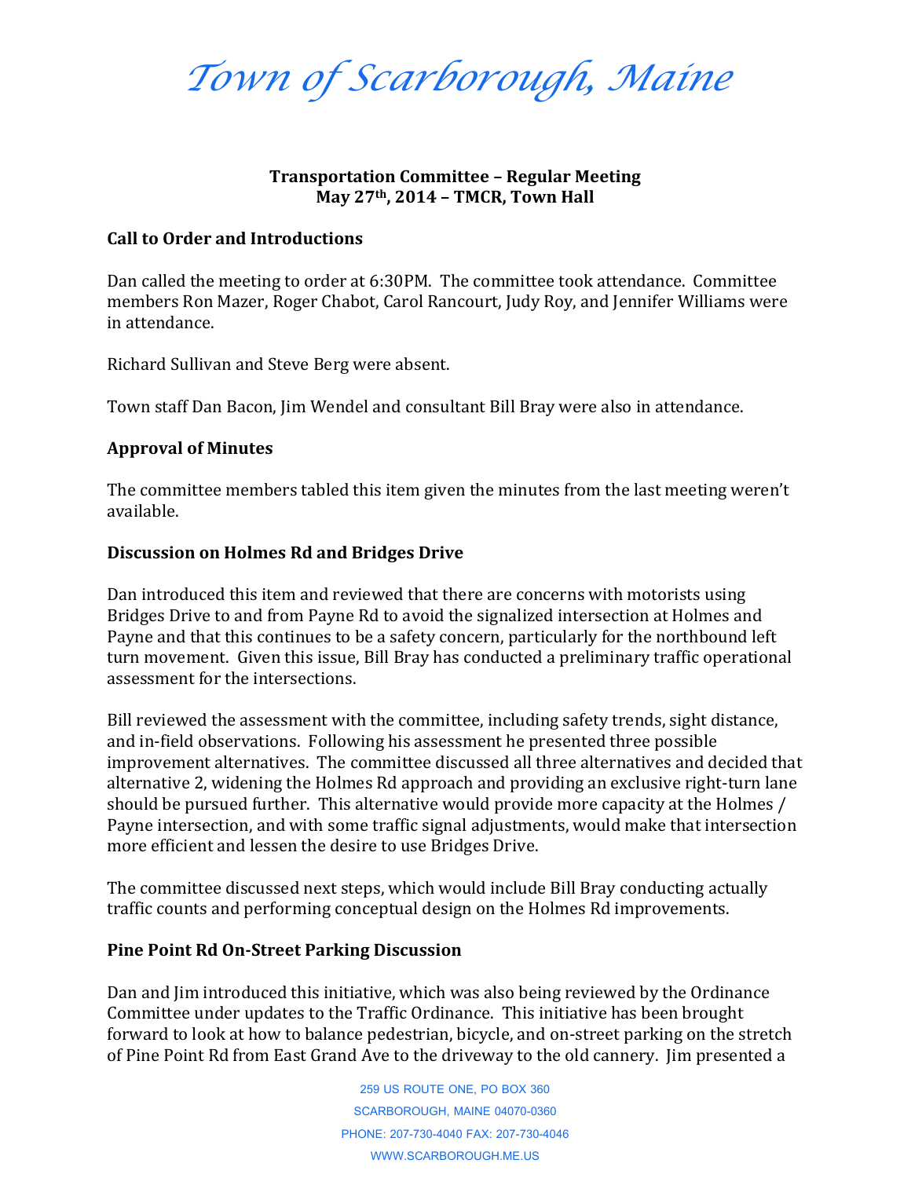# *Town of Scarborough, Maine*

**Transportation Committee – Regular Meeting**
**May 27th, 2014 – TMCR, Town Hall**

## Call to Order and Introductions

Dan called the meeting to order at 6:30PM. The committee took attendance. Committee members Ron Mazer, Roger Chabot, Carol Rancourt, Judy Roy, and Jennifer Williams were in attendance.

Richard Sullivan and Steve Berg were absent.

Town staff Dan Bacon, Jim Wendel and consultant Bill Bray were also in attendance.

## Approval of Minutes

The committee members tabled this item given the minutes from the last meeting weren't available.

## Discussion on Holmes Rd and Bridges Drive

Dan introduced this item and reviewed that there are concerns with motorists using Bridges Drive to and from Payne Rd to avoid the signalized intersection at Holmes and Payne and that this continues to be a safety concern, particularly for the northbound left turn movement. Given this issue, Bill Bray has conducted a preliminary traffic operational assessment for the intersections.

Bill reviewed the assessment with the committee, including safety trends, sight distance, and in-field observations. Following his assessment he presented three possible improvement alternatives. The committee discussed all three alternatives and decided that alternative 2, widening the Holmes Rd approach and providing an exclusive right-turn lane should be pursued further. This alternative would provide more capacity at the Holmes / Payne intersection, and with some traffic signal adjustments, would make that intersection more efficient and lessen the desire to use Bridges Drive.

The committee discussed next steps, which would include Bill Bray conducting actually traffic counts and performing conceptual design on the Holmes Rd improvements.

## Pine Point Rd On-Street Parking Discussion

Dan and Jim introduced this initiative, which was also being reviewed by the Ordinance Committee under updates to the Traffic Ordinance. This initiative has been brought forward to look at how to balance pedestrian, bicycle, and on-street parking on the stretch of Pine Point Rd from East Grand Ave to the driveway to the old cannery. Jim presented a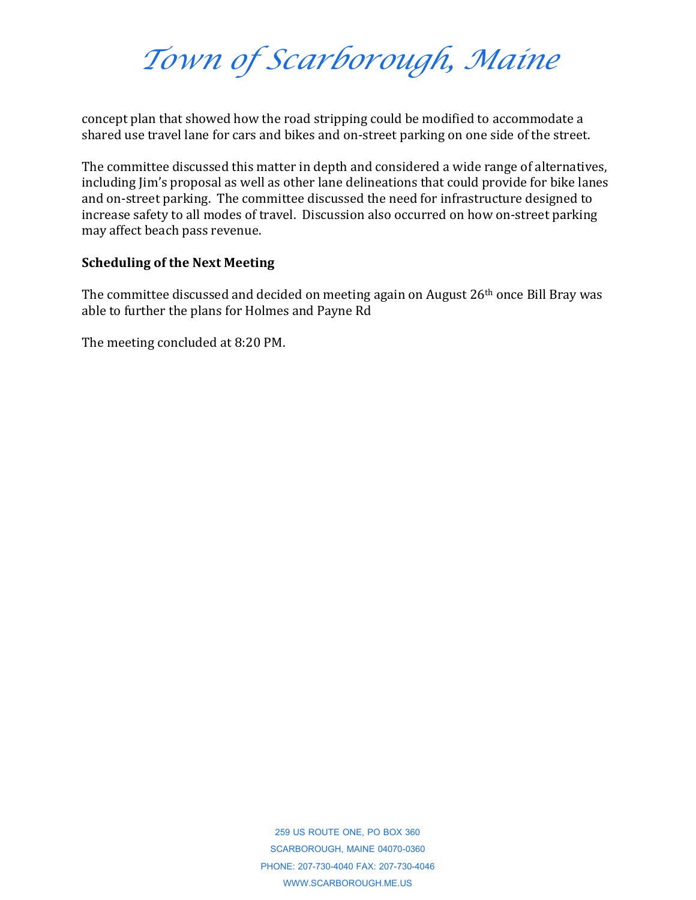concept plan that showed how the road stripping could be modified to accommodate a shared use travel lane for cars and bikes and on-street parking on one side of the street.

The committee discussed this matter in depth and considered a wide range of alternatives, including Jim's proposal as well as other lane delineations that could provide for bike lanes and on-street parking. The committee discussed the need for infrastructure designed to increase safety to all modes of travel. Discussion also occurred on how on-street parking may affect beach pass revenue.

**Scheduling of the Next Meeting**

The committee discussed and decided on meeting again on August 26th once Bill Bray was able to further the plans for Holmes and Payne Rd

The meeting concluded at 8:20 PM.